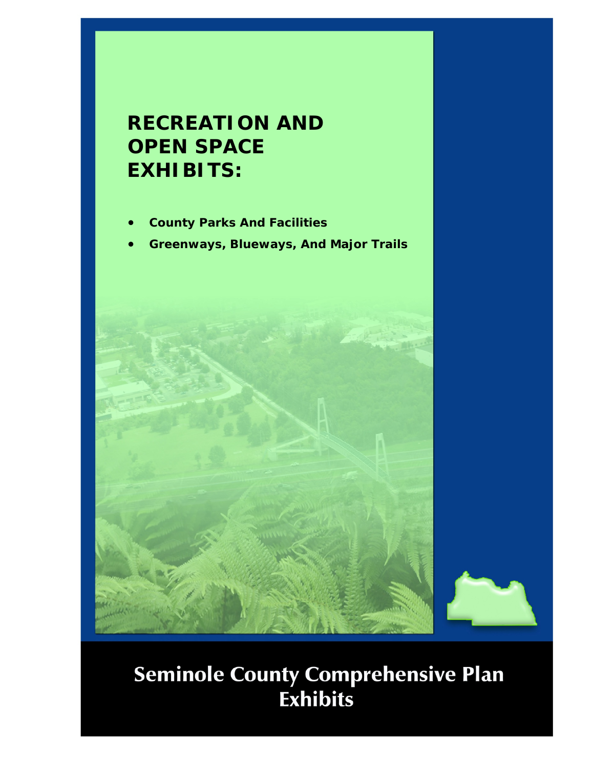# RECREATION AND OPEN SPACE EXHIBITS:

- **County Parks And Facilities**
- **Greenways, Blueways, And Major Trails**

## Seminole County Comprehensive Plan Exhibits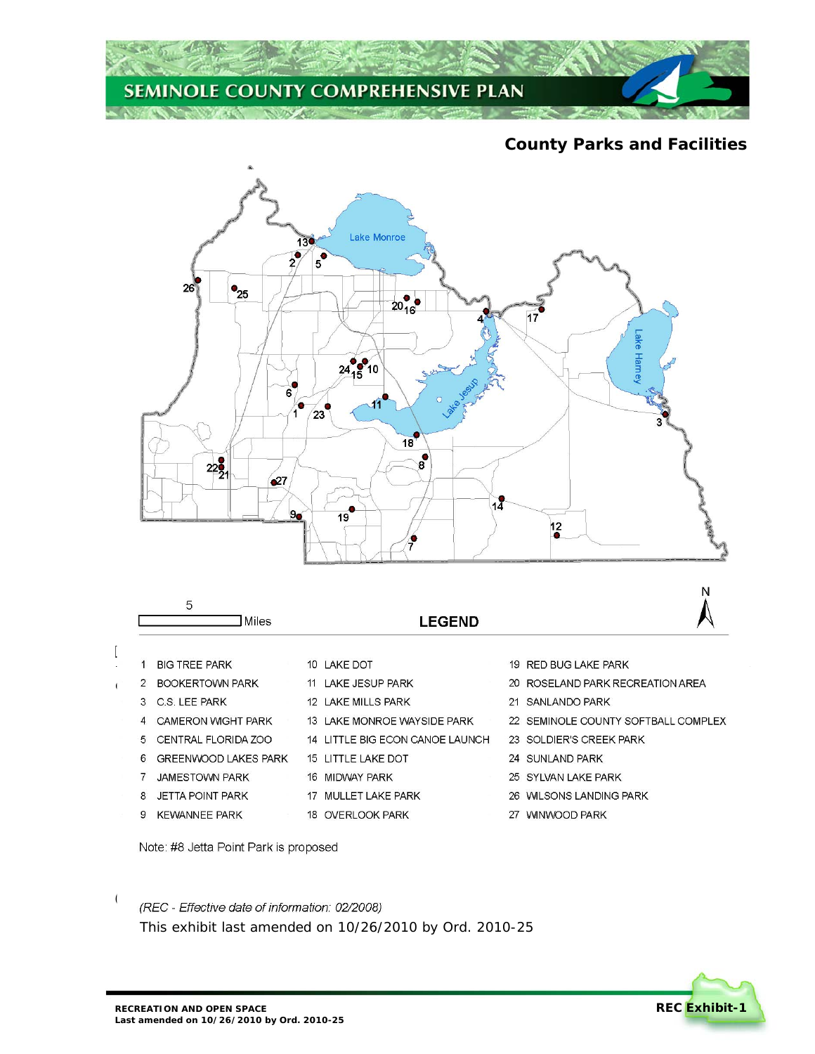## County Parks and Facilities

5 Miles

**LEGEND**

| | | |
|---|---|---|
| 1 BIG TREE PARK | 10 LAKE DOT | 19 RED BUG LAKE PARK |
| 2 BOOKERTOWN PARK | 11 LAKE JESUP PARK | 20 ROSELAND PARK RECREATION AREA |
| 3 C.S. LEE PARK | 12 LAKE MILLS PARK | 21 SANLANDO PARK |
| 4 CAMERON WIGHT PARK | 13 LAKE MONROE WAYSIDE PARK | 22 SEMINOLE COUNTY SOFTBALL COMPLEX |
| 5 CENTRAL FLORIDA ZOO | 14 LITTLE BIG ECON CANOE LAUNCH | 23 SOLDIER'S CREEK PARK |
| 6 GREENWOOD LAKES PARK | 15 LITTLE LAKE DOT | 24 SUNLAND PARK |
| 7 JAMESTOWN PARK | 16 MIDWAY PARK | 25 SYLVAN LAKE PARK |
| 8 JETTA POINT PARK | 17 MULLET LAKE PARK | 26 WILSONS LANDING PARK |
| 9 KEWANNEE PARK | 18 OVERLOOK PARK | 27 WINWOOD PARK |

Note: #8 Jetta Point Park is proposed

*(REC - Effective date of information: 02/2008)*

This exhibit last amended on 10/26/2010 by Ord. 2010-25

**REC Exhibit-1**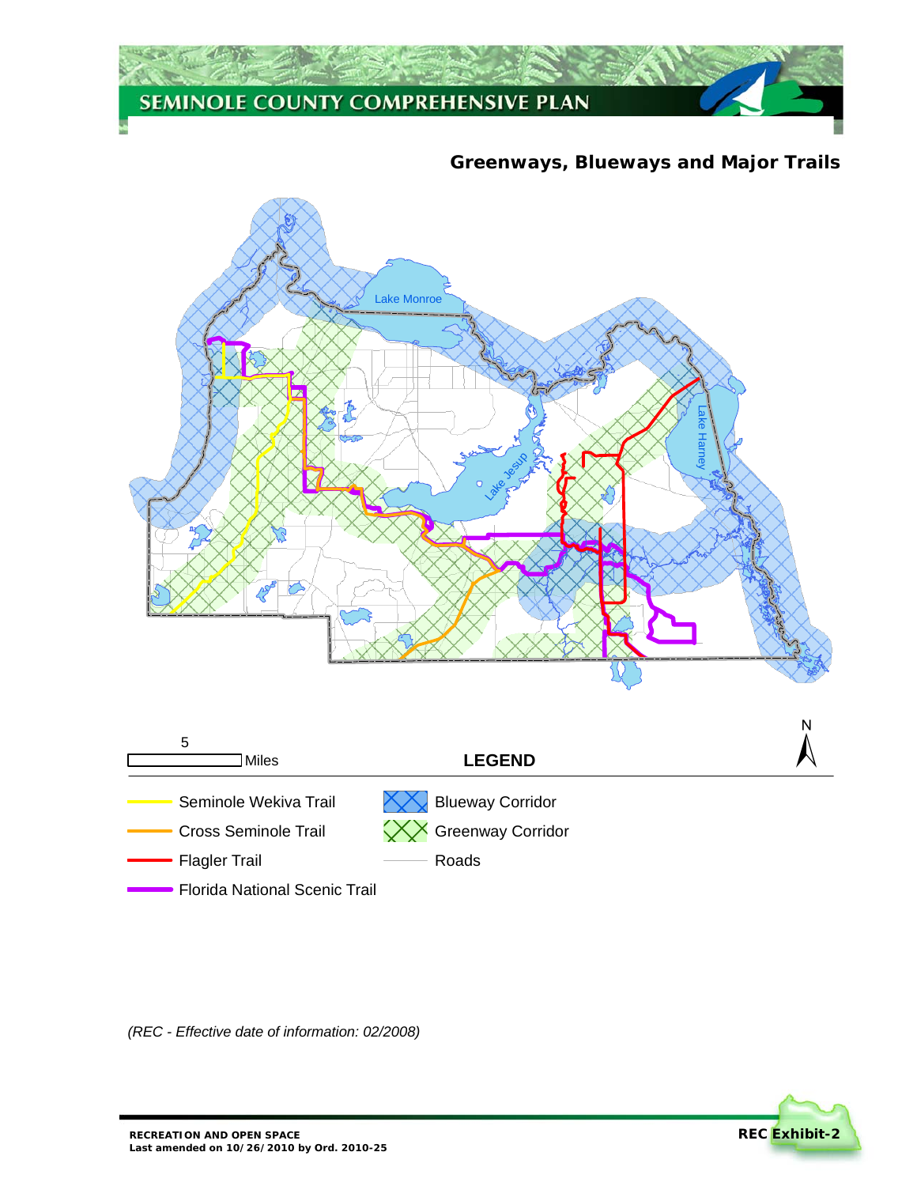# SEMINOLE COUNTY COMPREHENSIVE PLAN

## Greenways, Blueways and Major Trails

Lake Monroe

Lake Jesup

Lake Harney

5

Miles

N

**LEGEND**

Seminole Wekiva Trail

Cross Seminole Trail

Flagler Trail

Florida National Scenic Trail

Blueway Corridor

Greenway Corridor

Roads

*(REC - Effective date of information: 02/2008)*

**RECREATION AND OPEN SPACE**
**Last amended on 10/26/2010 by Ord. 2010-25**

**REC Exhibit-2**